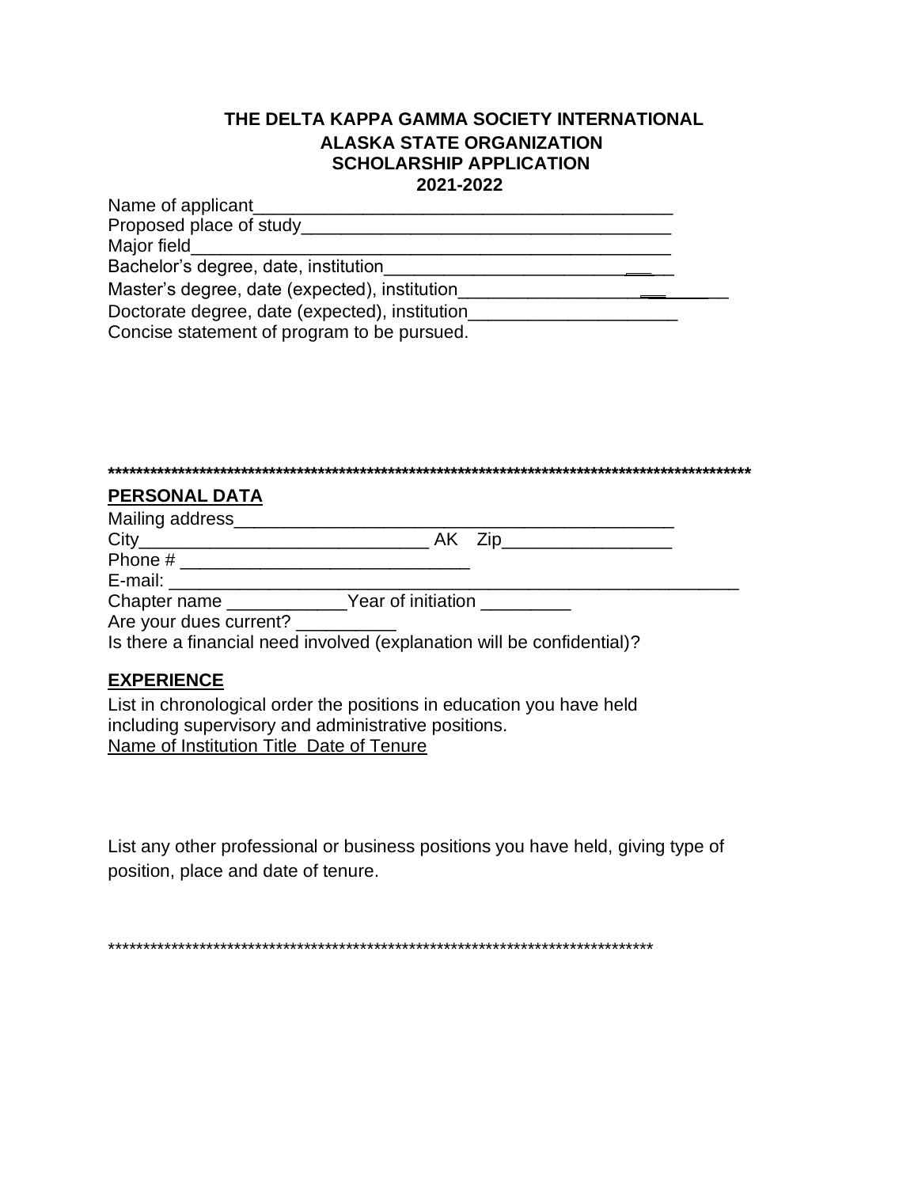**THE DELTA KAPPA GAMMA SOCIETY INTERNATIONAL**
**ALASKA STATE ORGANIZATION**
**SCHOLARSHIP APPLICATION**
**2021-2022**

Name of applicant__________________________________________

Proposed place of study______________________________________

Major field_________________________________________________

Bachelor's degree, date, institution______________________________

Master's degree, date (expected), institution_________________________

Doctorate degree, date (expected), institution_____________________

Concise statement of program to be pursued.

******************************************************************************************

**PERSONAL DATA**

Mailing address_____________________________________________

City____________________________ AK Zip________________

Phone # ____________________________

E-mail: _____________________________________________________

Chapter name ____________Year of initiation _________

Are your dues current? __________

Is there a financial need involved (explanation will be confidential)?

**EXPERIENCE**

List in chronological order the positions in education you have held including supervisory and administrative positions.

Name of Institution Title Date of Tenure

List any other professional or business positions you have held, giving type of position, place and date of tenure.

********************************************************************************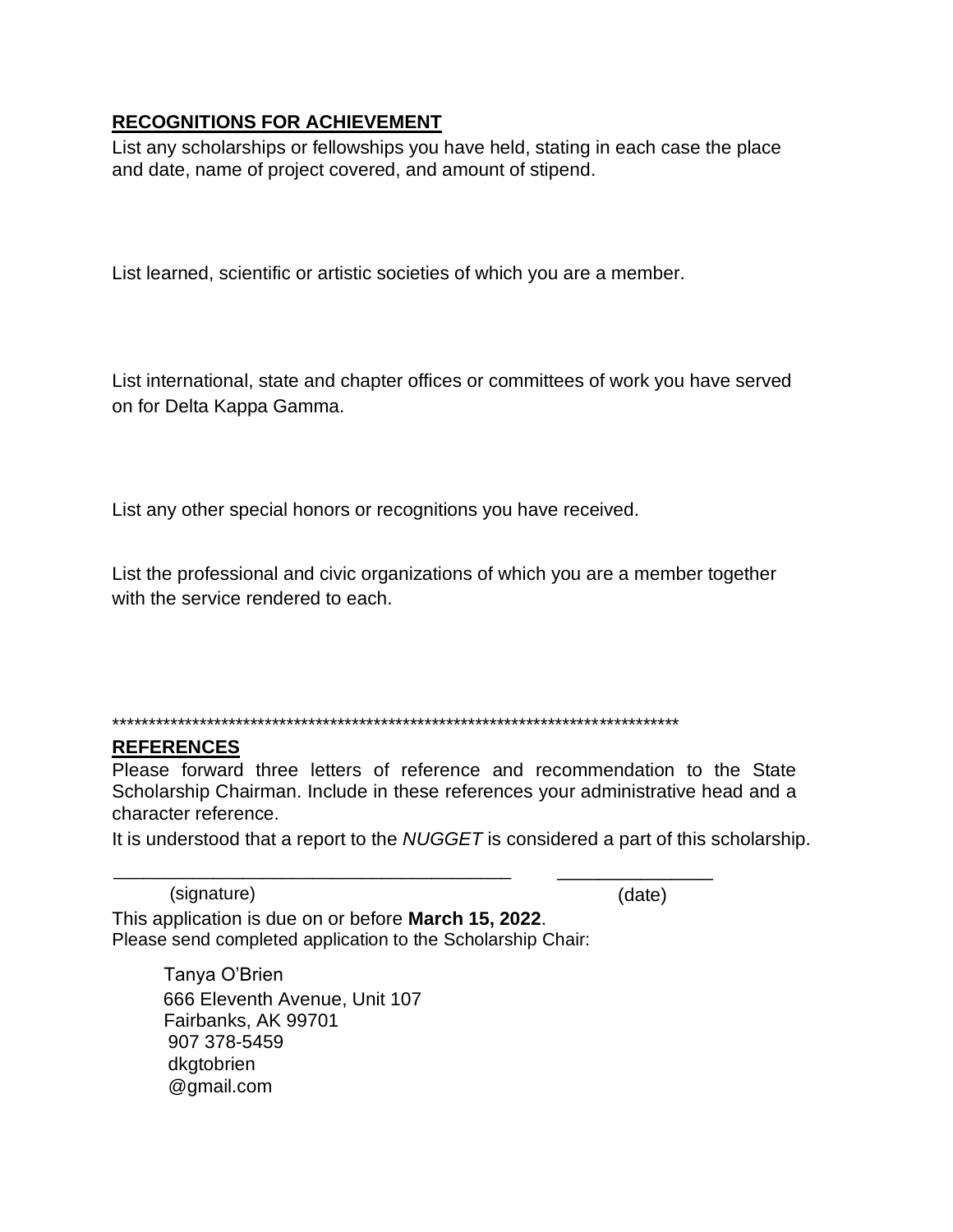## **RECOGNITIONS FOR ACHIEVEMENT**

List any scholarships or fellowships you have held, stating in each case the place and date, name of project covered, and amount of stipend.

List learned, scientific or artistic societies of which you are a member.

List international, state and chapter offices or committees of work you have served on for Delta Kappa Gamma.

List any other special honors or recognitions you have received.

List the professional and civic organizations of which you are a member together with the service rendered to each.

*******************************************************************************

## **REFERENCES**

Please forward three letters of reference and recommendation to the State Scholarship Chairman. Include in these references your administrative head and a character reference.

It is understood that a report to the *NUGGET* is considered a part of this scholarship.

_______________________________________ _______________

(signature) (date)

This application is due on or before **March 15, 2022**.

Please send completed application to the Scholarship Chair:

Tanya O'Brien
666 Eleventh Avenue, Unit 107
Fairbanks, AK 99701
907 378-5459
dkgtobrien
@gmail.com